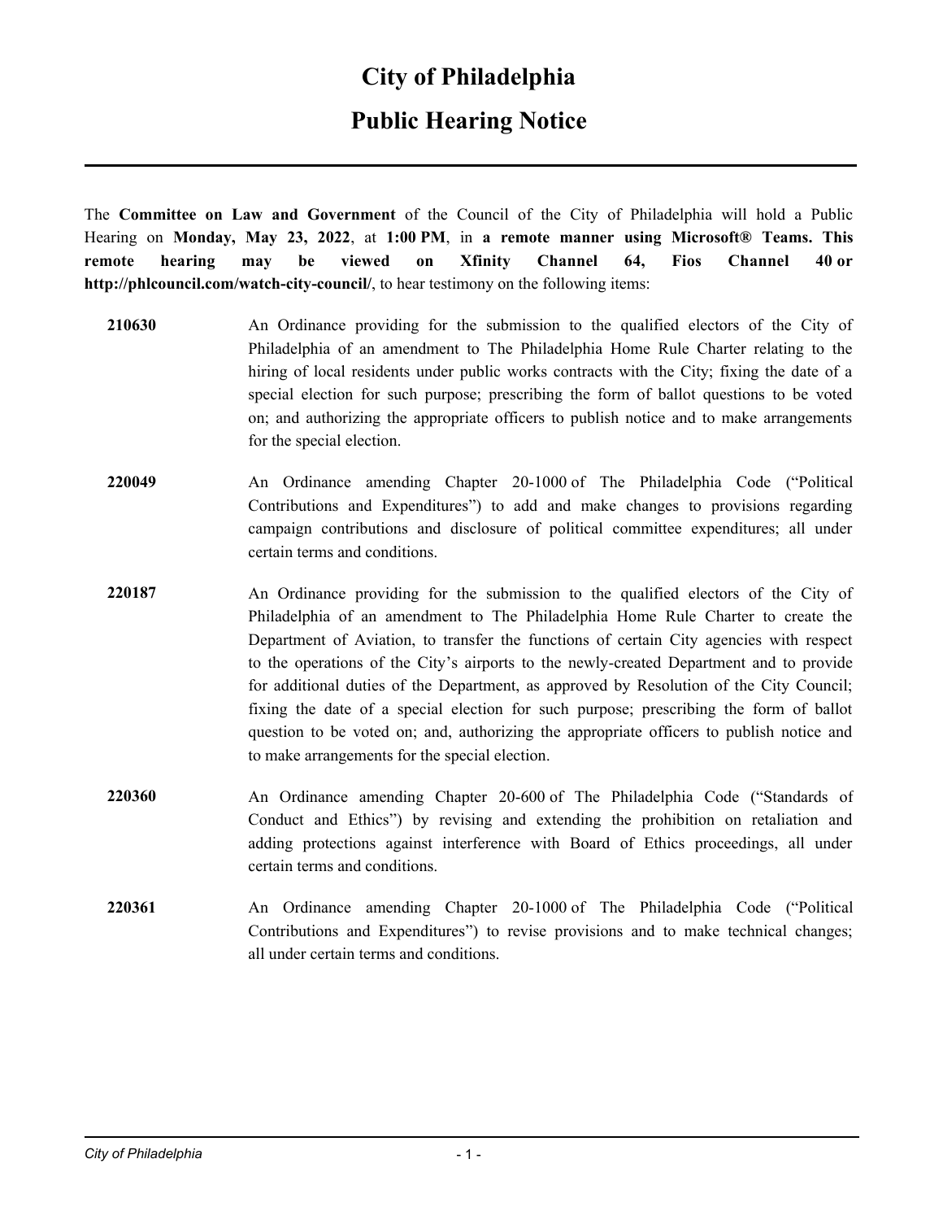# City of Philadelphia

## Public Hearing Notice

The **Committee on Law and Government** of the Council of the City of Philadelphia will hold a Public Hearing on **Monday, May 23, 2022**, at **1:00 PM**, in **a remote manner using Microsoft® Teams. This remote hearing may be viewed on Xfinity Channel 64, Fios Channel 40 or http://phlcouncil.com/watch-city-council/**, to hear testimony on the following items:

**210630** An Ordinance providing for the submission to the qualified electors of the City of Philadelphia of an amendment to The Philadelphia Home Rule Charter relating to the hiring of local residents under public works contracts with the City; fixing the date of a special election for such purpose; prescribing the form of ballot questions to be voted on; and authorizing the appropriate officers to publish notice and to make arrangements for the special election.

**220049** An Ordinance amending Chapter 20-1000 of The Philadelphia Code ("Political Contributions and Expenditures") to add and make changes to provisions regarding campaign contributions and disclosure of political committee expenditures; all under certain terms and conditions.

**220187** An Ordinance providing for the submission to the qualified electors of the City of Philadelphia of an amendment to The Philadelphia Home Rule Charter to create the Department of Aviation, to transfer the functions of certain City agencies with respect to the operations of the City's airports to the newly-created Department and to provide for additional duties of the Department, as approved by Resolution of the City Council; fixing the date of a special election for such purpose; prescribing the form of ballot question to be voted on; and, authorizing the appropriate officers to publish notice and to make arrangements for the special election.

**220360** An Ordinance amending Chapter 20-600 of The Philadelphia Code ("Standards of Conduct and Ethics") by revising and extending the prohibition on retaliation and adding protections against interference with Board of Ethics proceedings, all under certain terms and conditions.

**220361** An Ordinance amending Chapter 20-1000 of The Philadelphia Code ("Political Contributions and Expenditures") to revise provisions and to make technical changes; all under certain terms and conditions.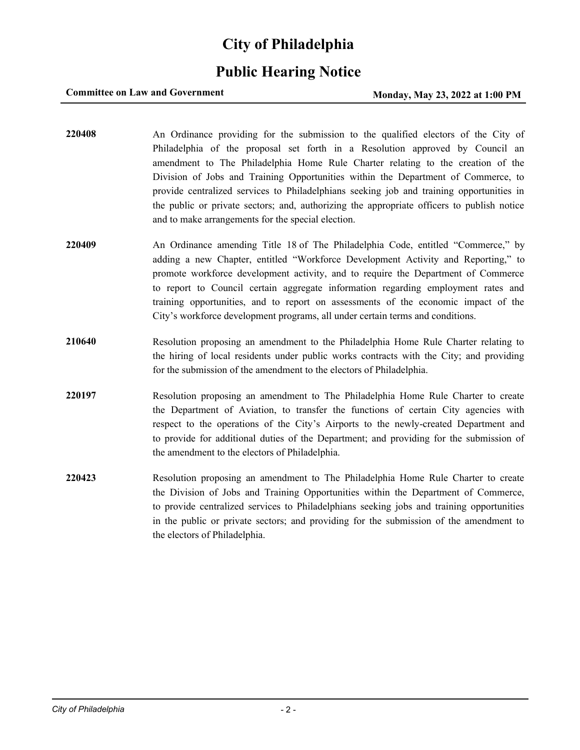# City of Philadelphia

## Public Hearing Notice

**Committee on Law and Government** **Monday, May 23, 2022 at 1:00 PM**

**220408** An Ordinance providing for the submission to the qualified electors of the City of Philadelphia of the proposal set forth in a Resolution approved by Council an amendment to The Philadelphia Home Rule Charter relating to the creation of the Division of Jobs and Training Opportunities within the Department of Commerce, to provide centralized services to Philadelphians seeking job and training opportunities in the public or private sectors; and, authorizing the appropriate officers to publish notice and to make arrangements for the special election.

**220409** An Ordinance amending Title 18 of The Philadelphia Code, entitled "Commerce," by adding a new Chapter, entitled "Workforce Development Activity and Reporting," to promote workforce development activity, and to require the Department of Commerce to report to Council certain aggregate information regarding employment rates and training opportunities, and to report on assessments of the economic impact of the City's workforce development programs, all under certain terms and conditions.

**210640** Resolution proposing an amendment to the Philadelphia Home Rule Charter relating to the hiring of local residents under public works contracts with the City; and providing for the submission of the amendment to the electors of Philadelphia.

**220197** Resolution proposing an amendment to The Philadelphia Home Rule Charter to create the Department of Aviation, to transfer the functions of certain City agencies with respect to the operations of the City's Airports to the newly-created Department and to provide for additional duties of the Department; and providing for the submission of the amendment to the electors of Philadelphia.

**220423** Resolution proposing an amendment to The Philadelphia Home Rule Charter to create the Division of Jobs and Training Opportunities within the Department of Commerce, to provide centralized services to Philadelphians seeking jobs and training opportunities in the public or private sectors; and providing for the submission of the amendment to the electors of Philadelphia.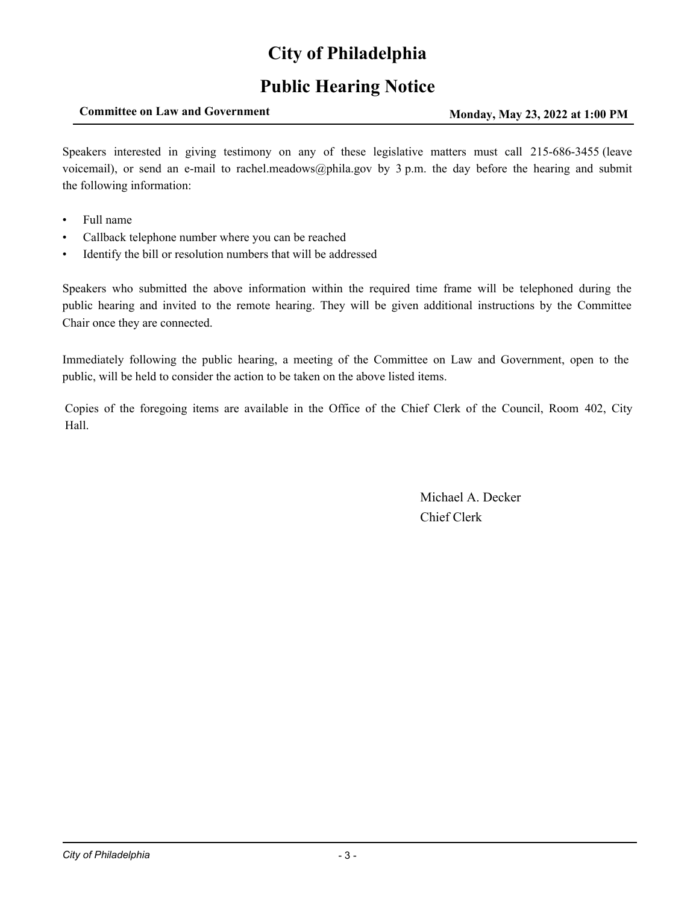# City of Philadelphia

## Public Hearing Notice

**Committee on Law and Government** **Monday, May 23, 2022 at 1:00 PM**

Speakers interested in giving testimony on any of these legislative matters must call 215-686-3455 (leave voicemail), or send an e-mail to rachel.meadows@phila.gov by 3 p.m. the day before the hearing and submit the following information:

- Full name
- Callback telephone number where you can be reached
- Identify the bill or resolution numbers that will be addressed

Speakers who submitted the above information within the required time frame will be telephoned during the public hearing and invited to the remote hearing. They will be given additional instructions by the Committee Chair once they are connected.

Immediately following the public hearing, a meeting of the Committee on Law and Government, open to the public, will be held to consider the action to be taken on the above listed items.

Copies of the foregoing items are available in the Office of the Chief Clerk of the Council, Room 402, City Hall.

Michael A. Decker
Chief Clerk